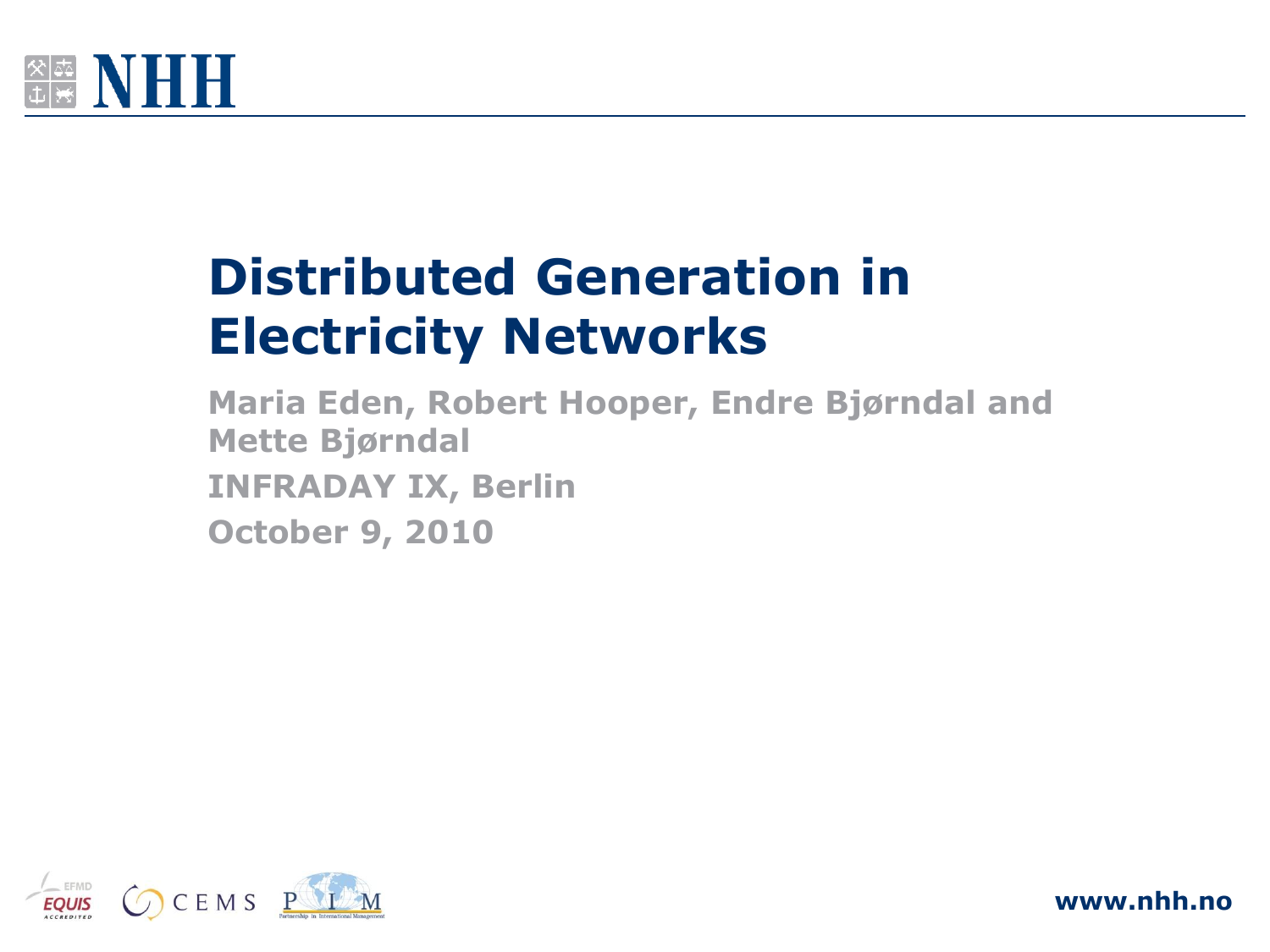# Distributed Generation in Electricity Networks

**Maria Eden, Robert Hooper, Endre Bjørndal and Mette Bjørndal**

**INFRADAY IX, Berlin**

**October 9, 2010**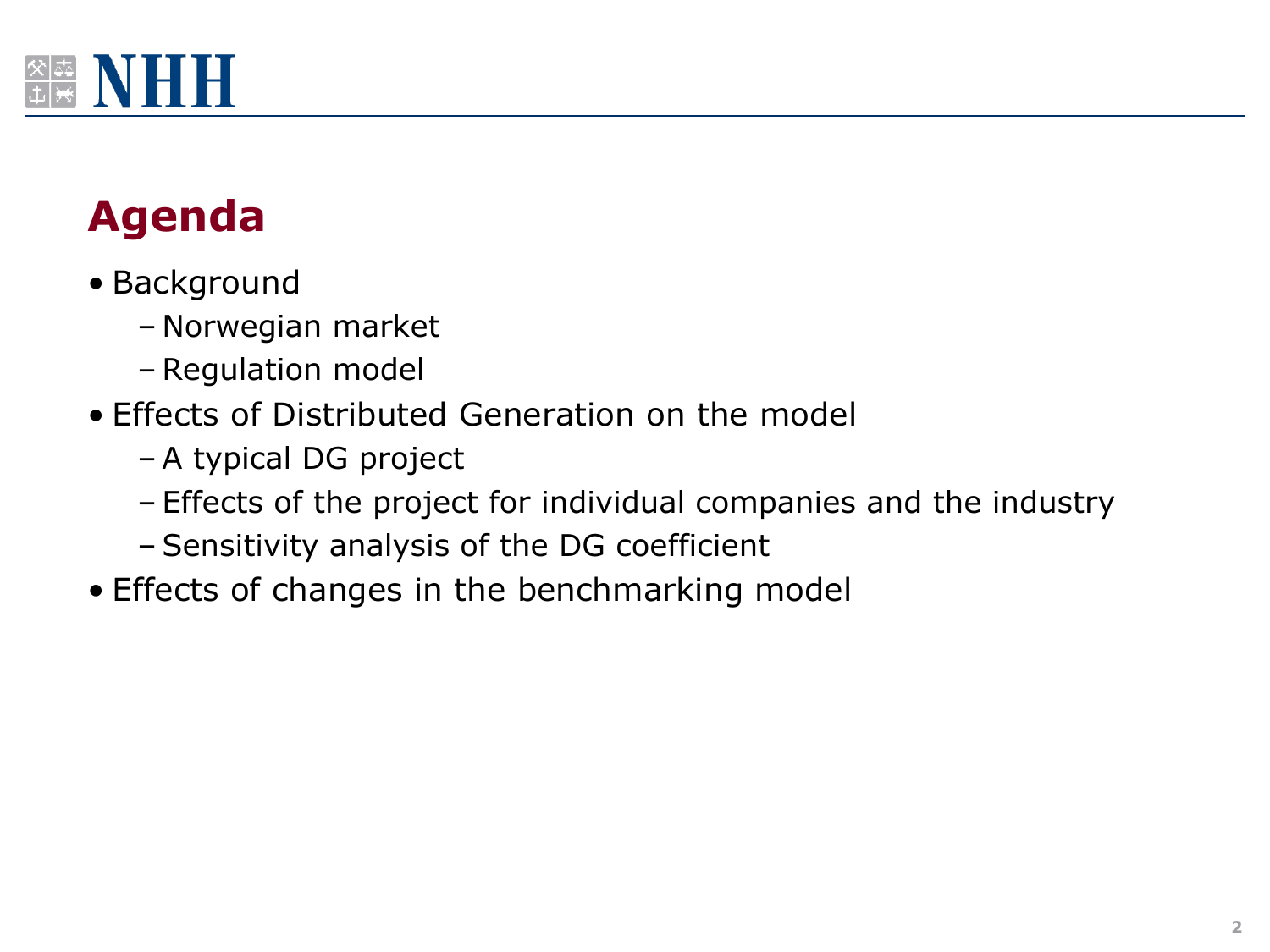## Agenda

- Background
  - Norwegian market
  - Regulation model
- Effects of Distributed Generation on the model
  - A typical DG project
  - Effects of the project for individual companies and the industry
  - Sensitivity analysis of the DG coefficient
- Effects of changes in the benchmarking model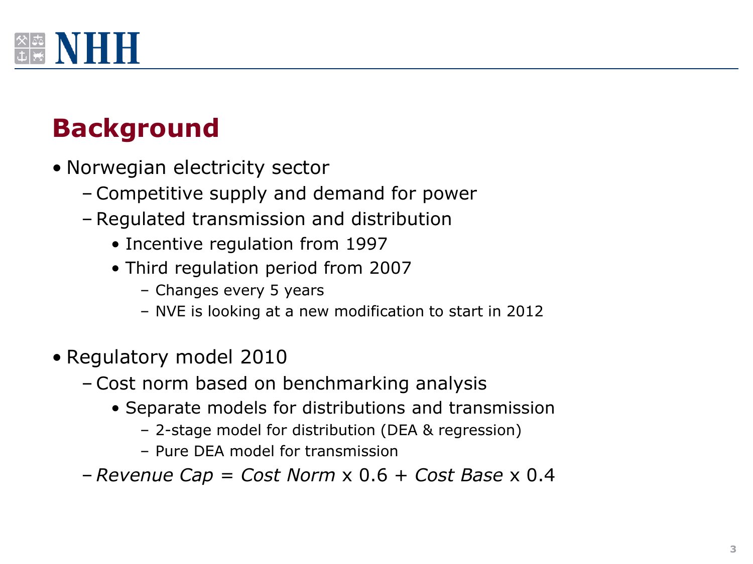## Background

- Norwegian electricity sector
  - Competitive supply and demand for power
  - Regulated transmission and distribution
    - Incentive regulation from 1997
    - Third regulation period from 2007
      - Changes every 5 years
      - NVE is looking at a new modification to start in 2012

- Regulatory model 2010
  - Cost norm based on benchmarking analysis
    - Separate models for distributions and transmission
      - 2-stage model for distribution (DEA & regression)
      - Pure DEA model for transmission
  - *Revenue Cap* = *Cost Norm* x 0.6 + *Cost Base* x 0.4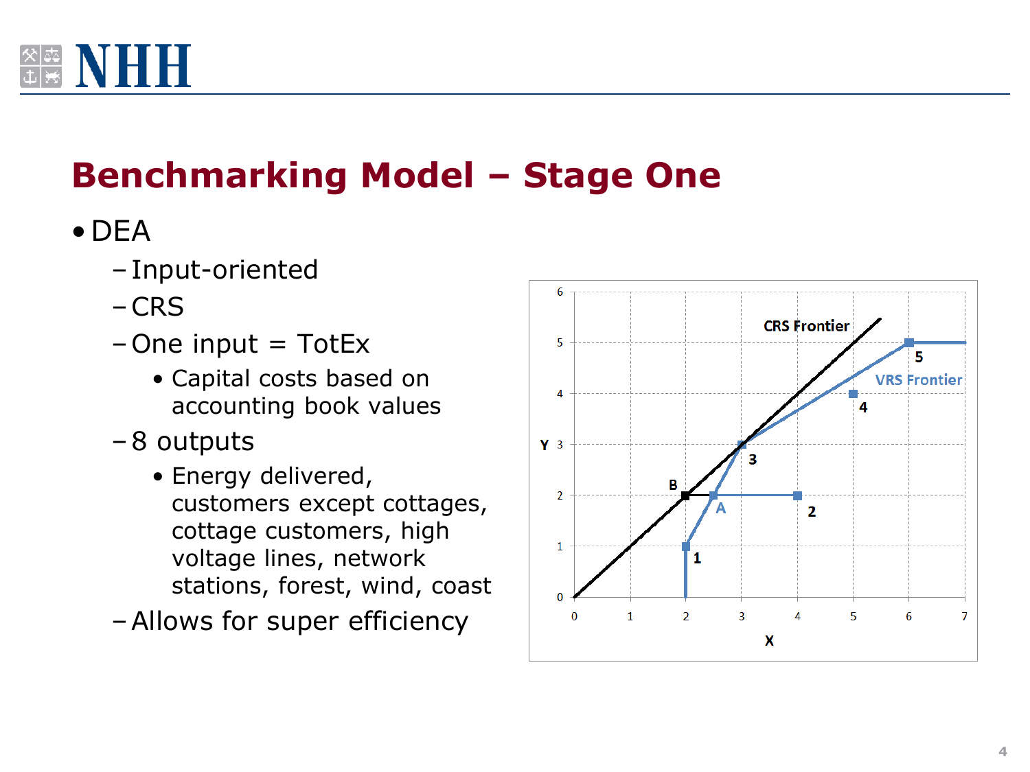## Benchmarking Model – Stage One

- DEA
  - Input-oriented
  - CRS
  - One input = TotEx
    - Capital costs based on accounting book values
  - 8 outputs
    - Energy delivered, customers except cottages, cottage customers, high voltage lines, network stations, forest, wind, coast
  - Allows for super efficiency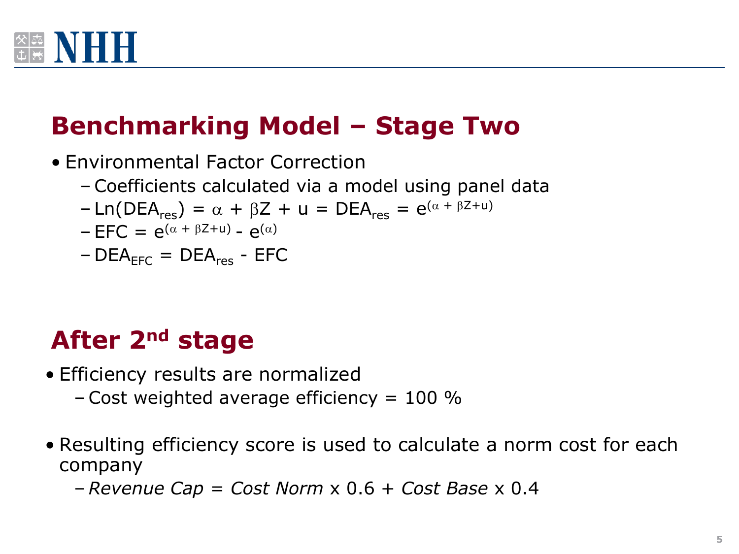## Benchmarking Model – Stage Two

- Environmental Factor Correction
  - Coefficients calculated via a model using panel data
  - $\text{Ln}(DEA_{res}) = \alpha + \beta Z + u = DEA_{res} = e^{(\alpha + \beta Z + u)}$
  - $EFC = e^{(\alpha + \beta Z + u)} - e^{(\alpha)}$
  - $DEA_{EFC} = DEA_{res} - EFC$

## After 2nd stage

- Efficiency results are normalized
  - Cost weighted average efficiency = 100 %
- Resulting efficiency score is used to calculate a norm cost for each company
  - *Revenue Cap = Cost Norm* x 0.6 + *Cost Base* x 0.4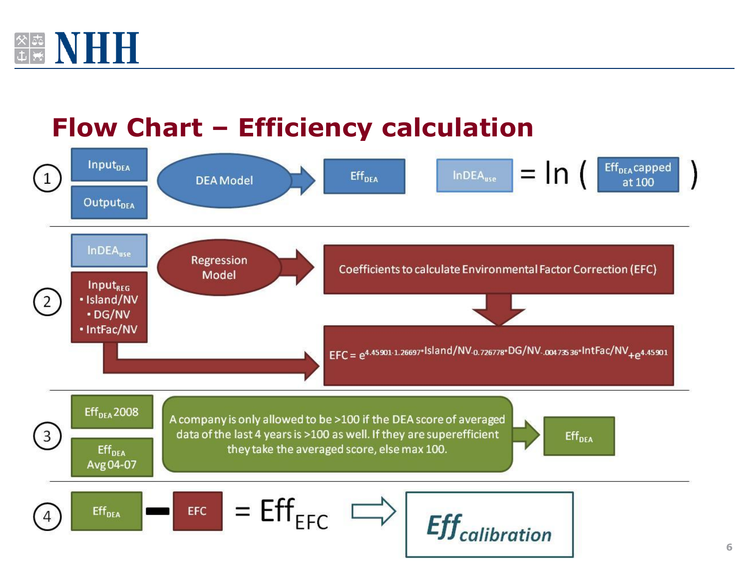# Flow Chart – Efficiency calculation

**1**

- $Input_{DEA}$
- $Output_{DEA}$

DEA Model → $Eff_{DEA}$

$lnDEA_{use} = \ln(Eff_{DEA} \text{ capped at } 100)$

**2**

- $lnDEA_{use}$
- $Input_{REG}$
  - Island/NV
  - DG/NV
  - IntFac/NV

Regression Model → Coefficients to calculate Environmental Factor Correction (EFC)

$$EFC = e^{4.45901 - 1.26697 \cdot Island/NV - 0.726778 \cdot DG/NV - .00473536 \cdot IntFac/NV} + e^{4.45901}$$

**3**

- $Eff_{DEA}$ 2008
- $Eff_{DEA}$ Avg 04-07

A company is only allowed to be >100 if the DEA score of averaged data of the last 4 years is >100 as well. If they are superefficient they take the averaged score, else max 100. → $Eff_{DEA}$

**4**

$Eff_{DEA} - EFC = Eff_{EFC}$ ⇒ $Eff_{calibration}$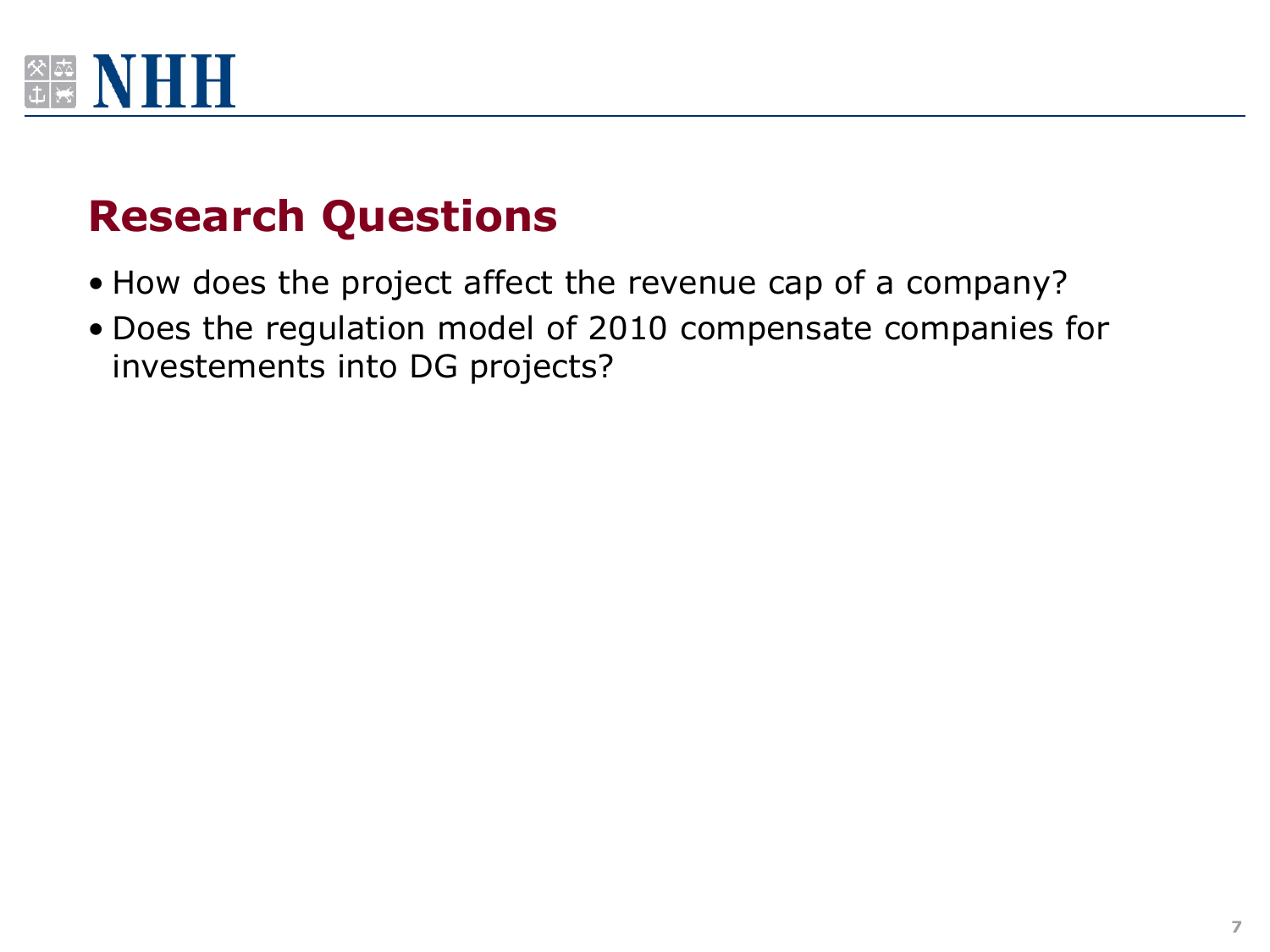## Research Questions

- How does the project affect the revenue cap of a company?
- Does the regulation model of 2010 compensate companies for investements into DG projects?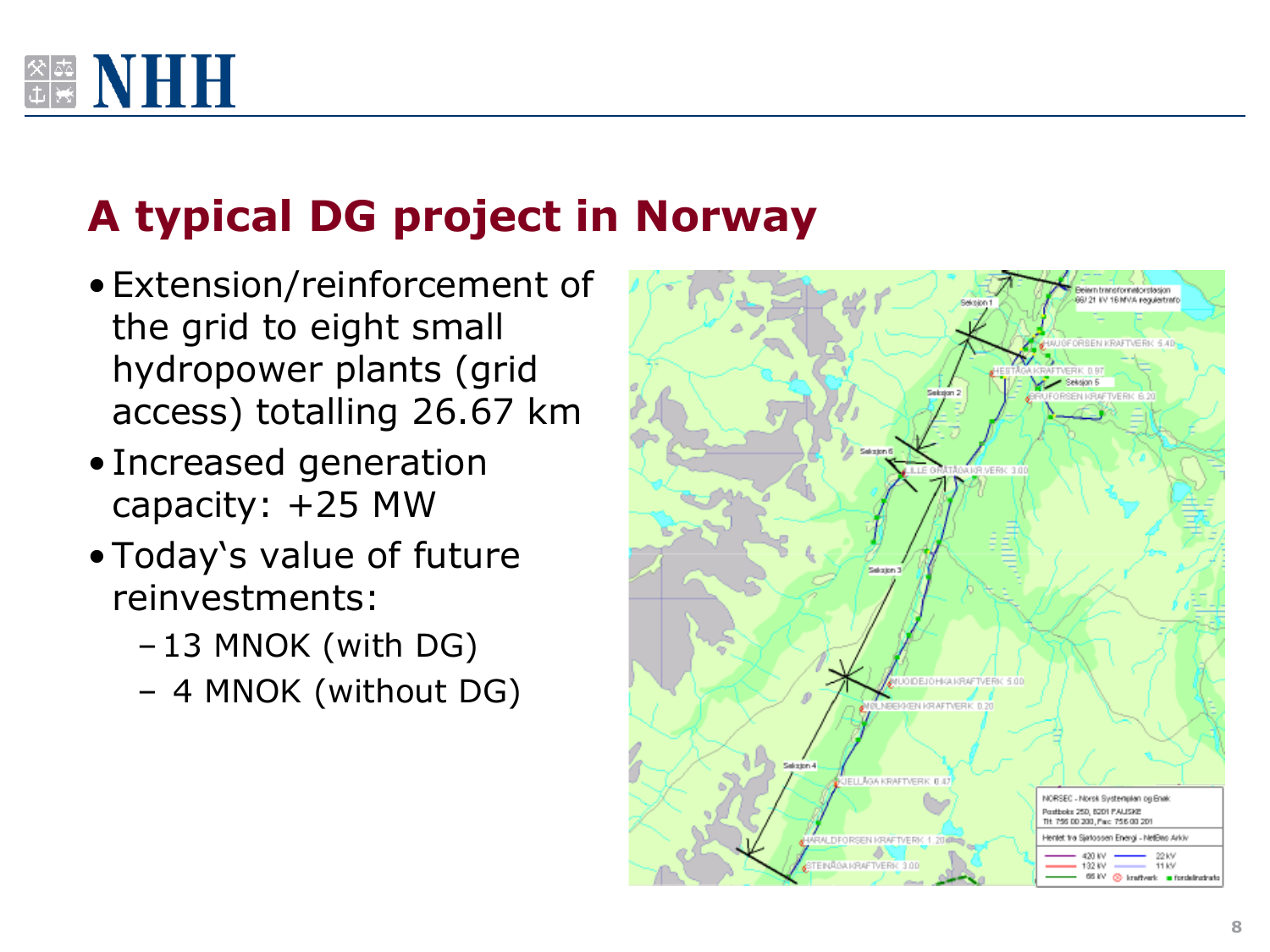## A typical DG project in Norway

- Extension/reinforcement of the grid to eight small hydropower plants (grid access) totalling 26.67 km
- Increased generation capacity: +25 MW
- Today's value of future reinvestments:
  - 13 MNOK (with DG)
  - 4 MNOK (without DG)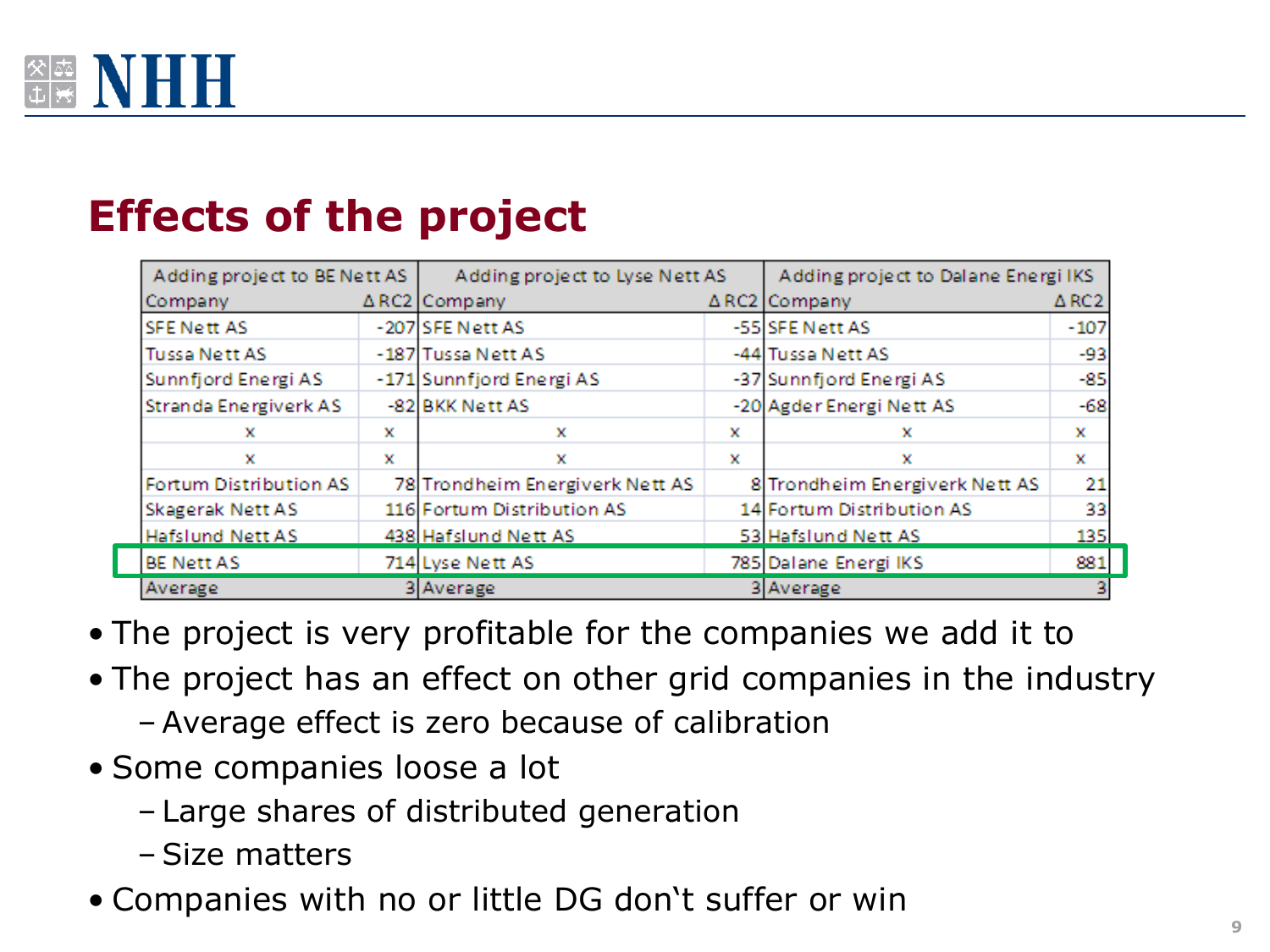## Effects of the project

| Adding project to BE Nett AS | | Adding project to Lyse Nett AS | | Adding project to Dalane Energi IKS | |
|---|---|---|---|---|---|
| Company | Δ RC2 | Company | Δ RC2 | Company | Δ RC2 |
| SFE Nett AS | -207 | SFE Nett AS | -55 | SFE Nett AS | -107 |
| Tussa Nett AS | -187 | Tussa Nett AS | -44 | Tussa Nett AS | -93 |
| Sunnfjord Energi AS | -171 | Sunnfjord Energi AS | -37 | Sunnfjord Energi AS | -85 |
| Stranda Energiverk AS | -82 | BKK Nett AS | -20 | Agder Energi Nett AS | -68 |
| x | x | x | x | x | x |
| x | x | x | x | x | x |
| Fortum Distribution AS | 78 | Trondheim Energiverk Nett AS | 8 | Trondheim Energiverk Nett AS | 21 |
| Skagerak Nett AS | 116 | Fortum Distribution AS | 14 | Fortum Distribution AS | 33 |
| Hafslund Nett AS | 438 | Hafslund Nett AS | 53 | Hafslund Nett AS | 135 |
| BE Nett AS | 714 | Lyse Nett AS | 785 | Dalane Energi IKS | 881 |
| Average | 3 | Average | 3 | Average | 3 |

- The project is very profitable for the companies we add it to
- The project has an effect on other grid companies in the industry
  - Average effect is zero because of calibration
- Some companies loose a lot
  - Large shares of distributed generation
  - Size matters
- Companies with no or little DG don‵t suffer or win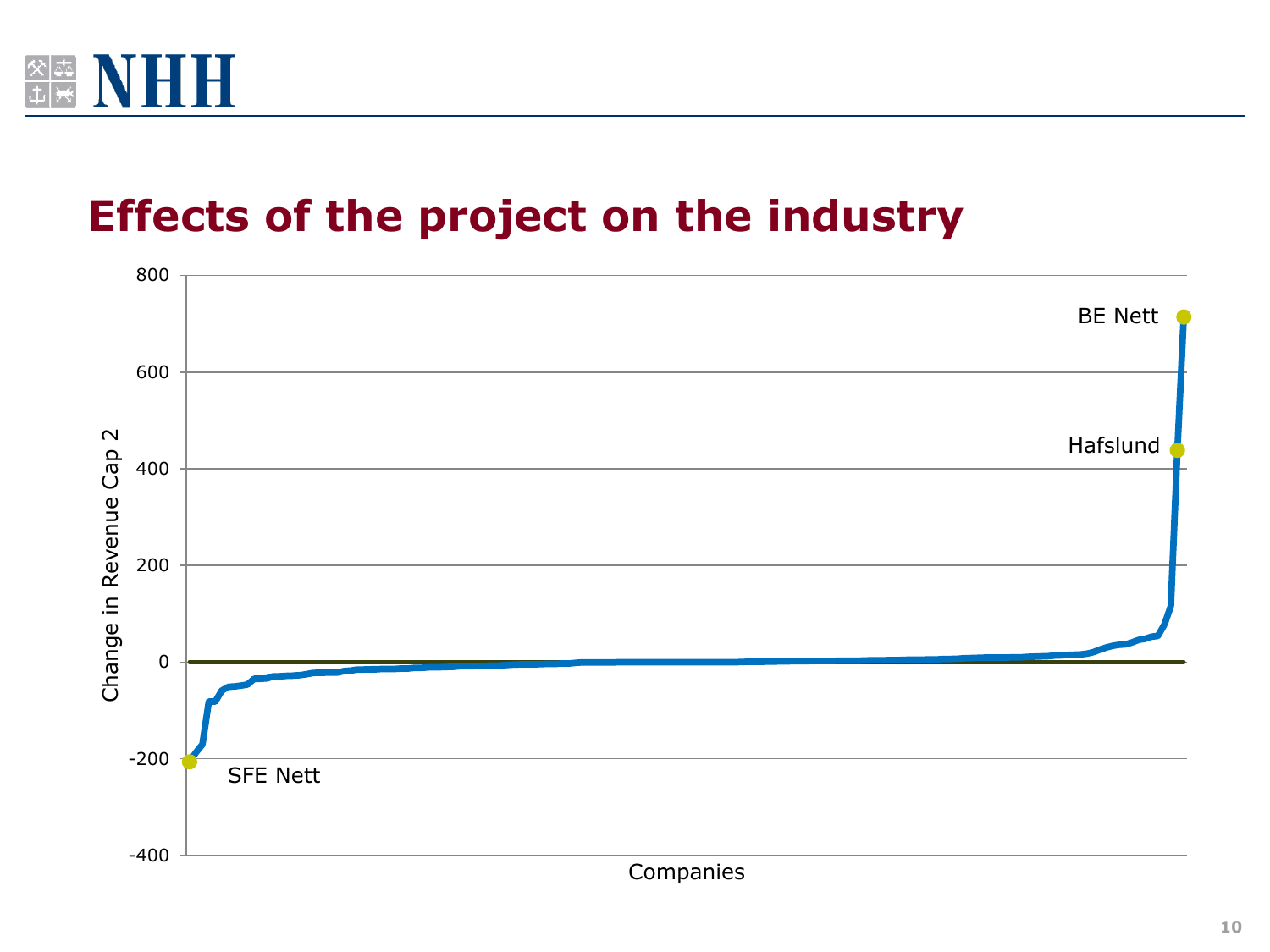# Effects of the project on the industry

Change in Revenue Cap 2

800
600
400
200
0
-200
-400

BE Nett

Hafslund

SFE Nett

Companies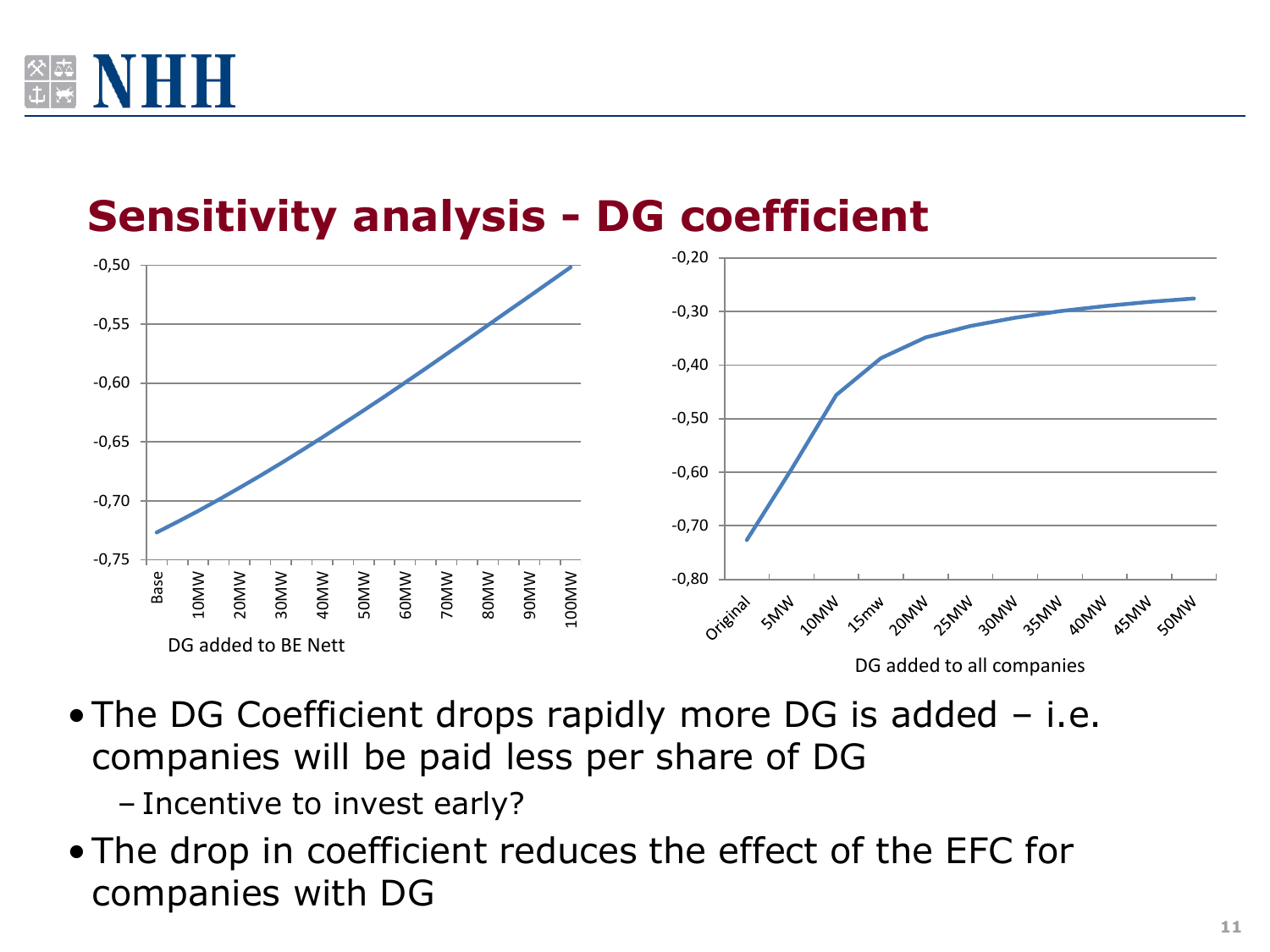# Sensitivity analysis - DG coefficient

DG added to BE Nett

DG added to all companies

- The DG Coefficient drops rapidly more DG is added – i.e. companies will be paid less per share of DG
  - Incentive to invest early?
- The drop in coefficient reduces the effect of the EFC for companies with DG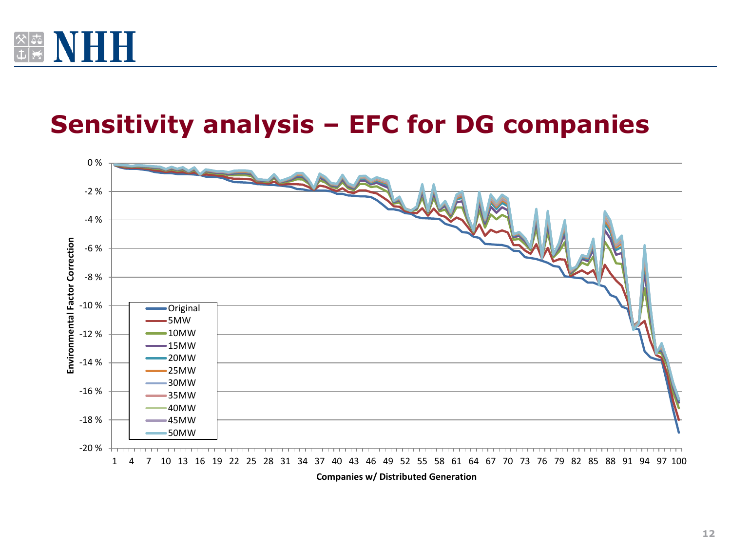## Sensitivity analysis – EFC for DG companies

Environmental Factor Correction

Companies w/ Distributed Generation

Original, 5MW, 10MW, 15MW, 20MW, 25MW, 30MW, 35MW, 40MW, 45MW, 50MW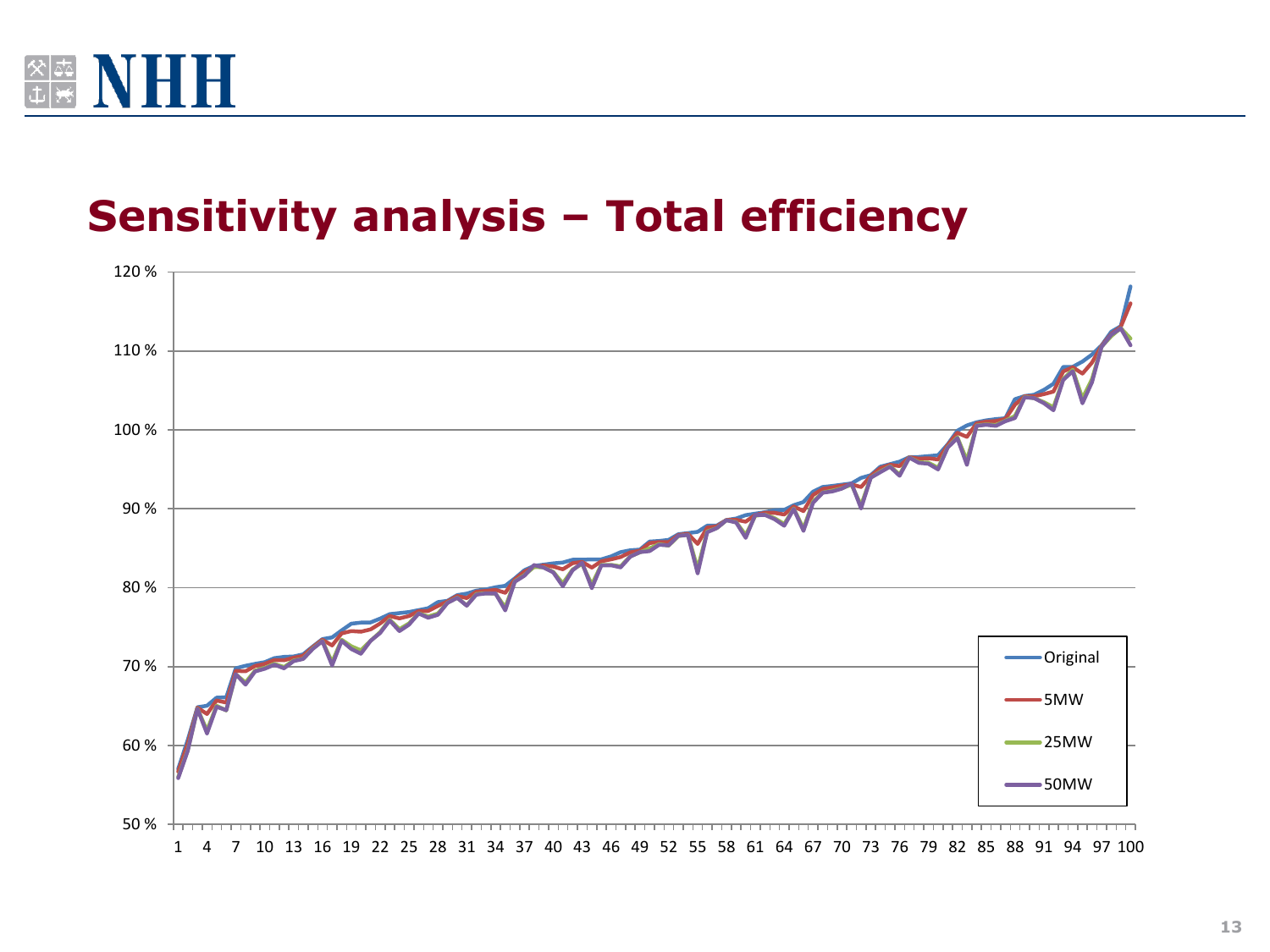# Sensitivity analysis – Total efficiency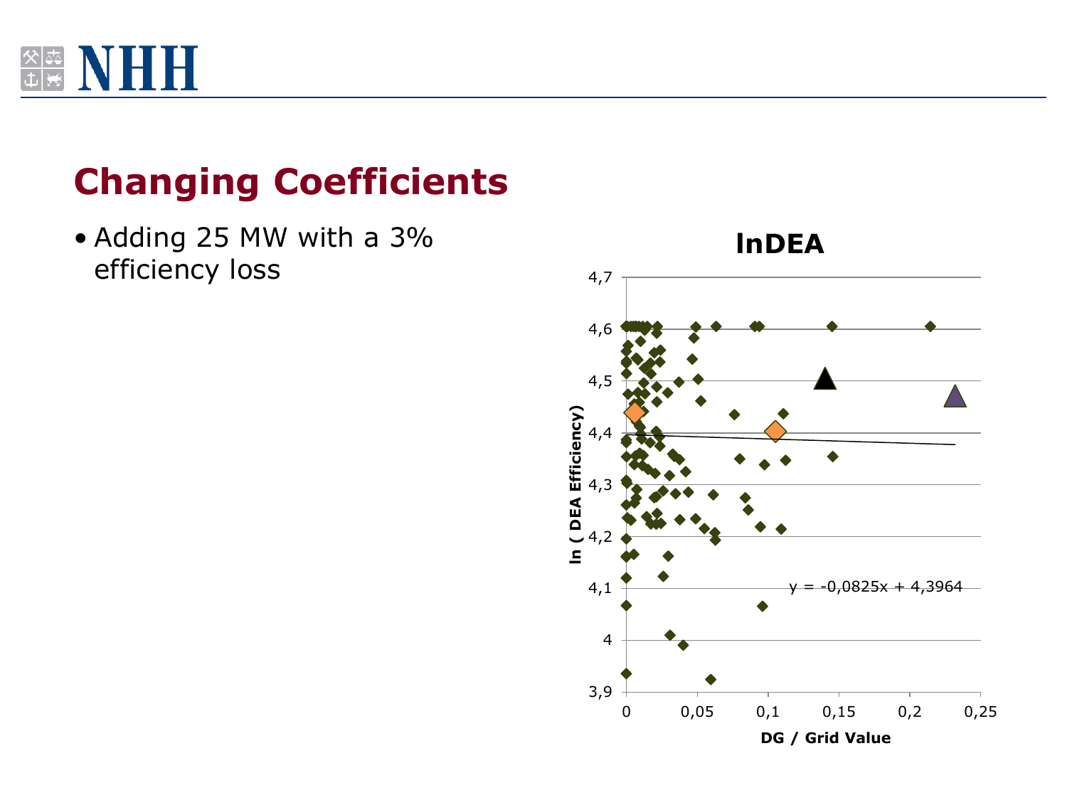## Changing Coefficients

- Adding 25 MW with a 3% efficiency loss

**lnDEA**

$y = -0{,}0825x + 4{,}3964$

ln ( DEA Efficiency)

DG / Grid Value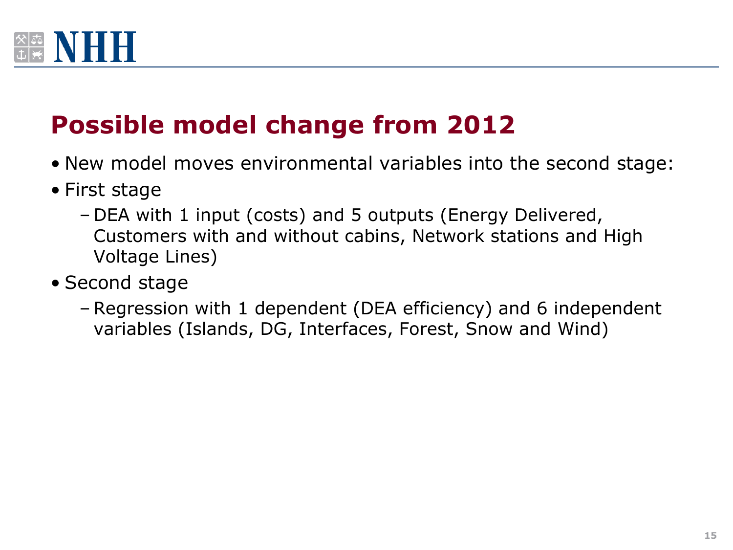# Possible model change from 2012

- New model moves environmental variables into the second stage:
- First stage
  - DEA with 1 input (costs) and 5 outputs (Energy Delivered, Customers with and without cabins, Network stations and High Voltage Lines)
- Second stage
  - Regression with 1 dependent (DEA efficiency) and 6 independent variables (Islands, DG, Interfaces, Forest, Snow and Wind)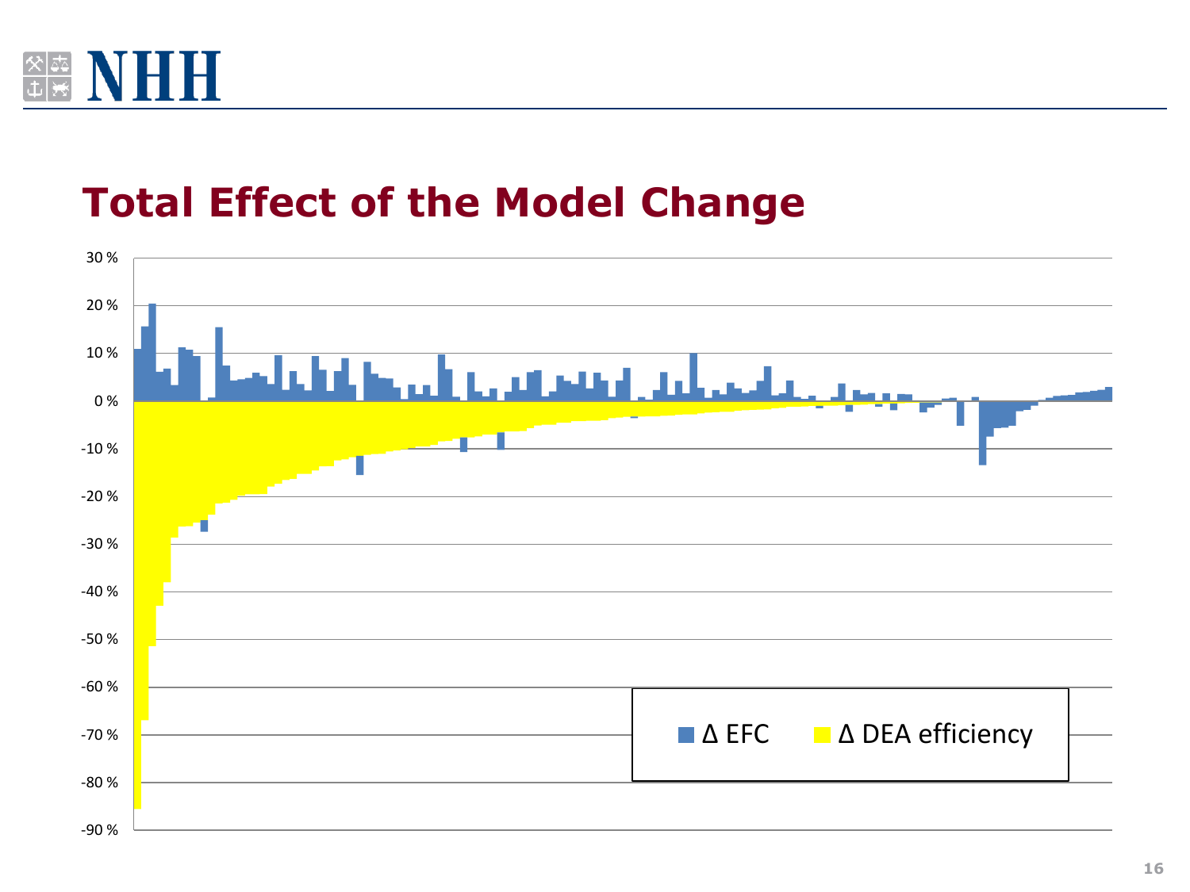# Total Effect of the Model Change

30 %
20 %
10 %
0 %
-10 %
-20 %
-30 %
-40 %
-50 %
-60 %
-70 %
-80 %
-90 %

Δ EFC    Δ DEA efficiency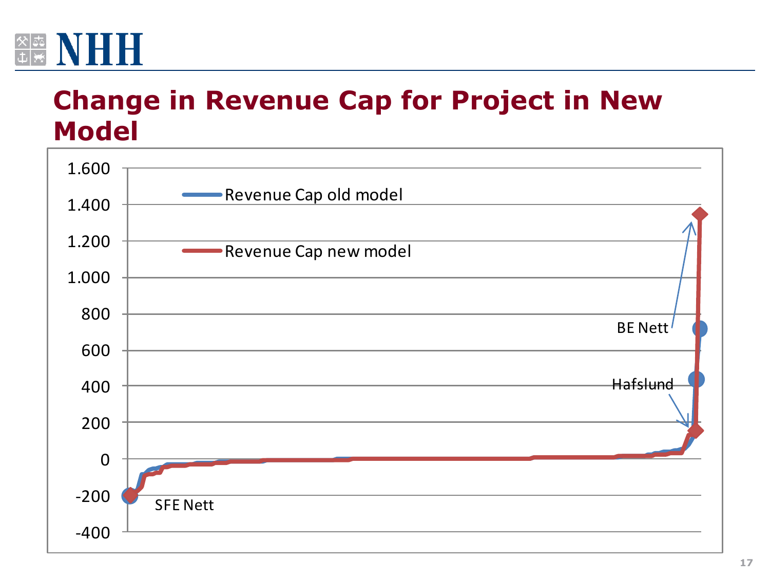# Change in Revenue Cap for Project in New Model

- Revenue Cap old model
- Revenue Cap new model

Y-axis: -400, -200, 0, 200, 400, 600, 800, 1.000, 1.200, 1.400, 1.600

SFE Nett

Hafslund

BE Nett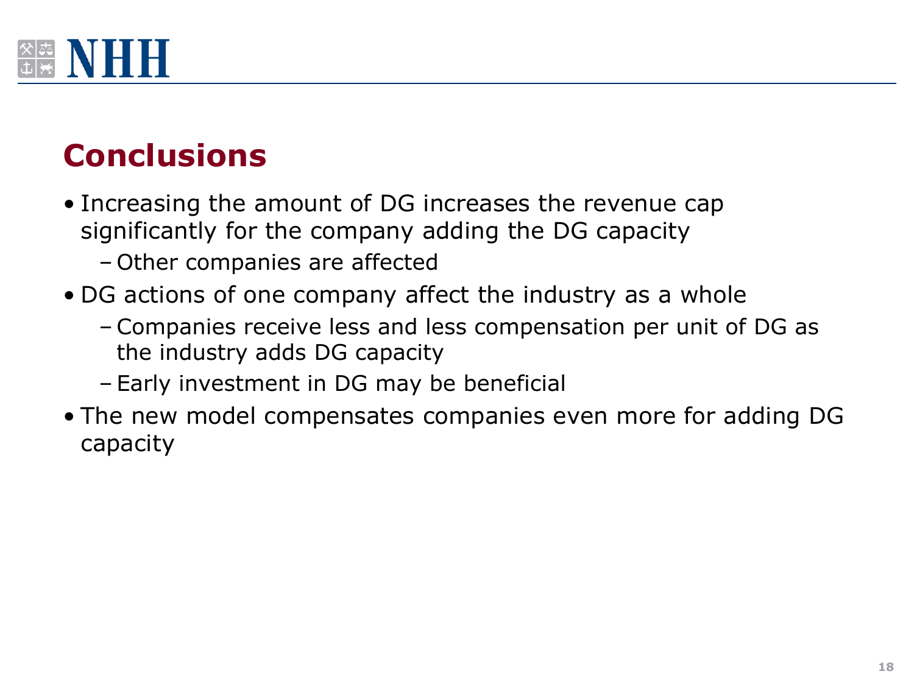## Conclusions

- Increasing the amount of DG increases the revenue cap significantly for the company adding the DG capacity
  - Other companies are affected
- DG actions of one company affect the industry as a whole
  - Companies receive less and less compensation per unit of DG as the industry adds DG capacity
  - Early investment in DG may be beneficial
- The new model compensates companies even more for adding DG capacity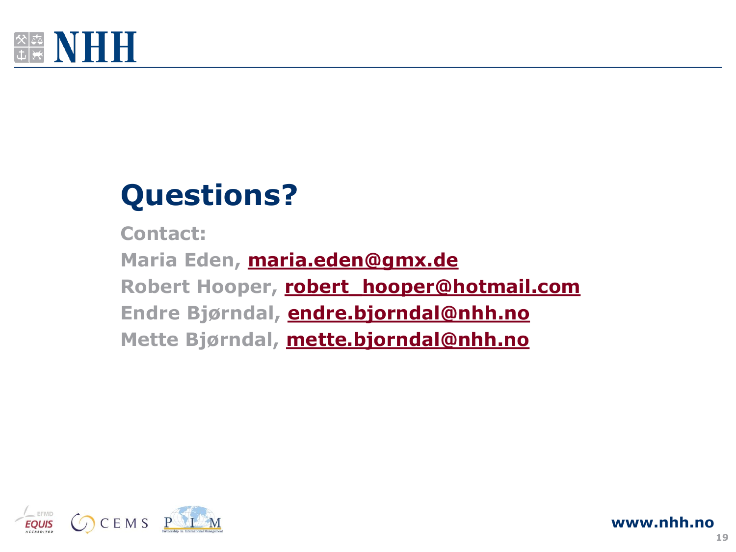# Questions?

**Contact:**

**Maria Eden, maria.eden@gmx.de**

**Robert Hooper, robert_hooper@hotmail.com**

**Endre Bjørndal, endre.bjorndal@nhh.no**

**Mette Bjørndal, mette.bjorndal@nhh.no**